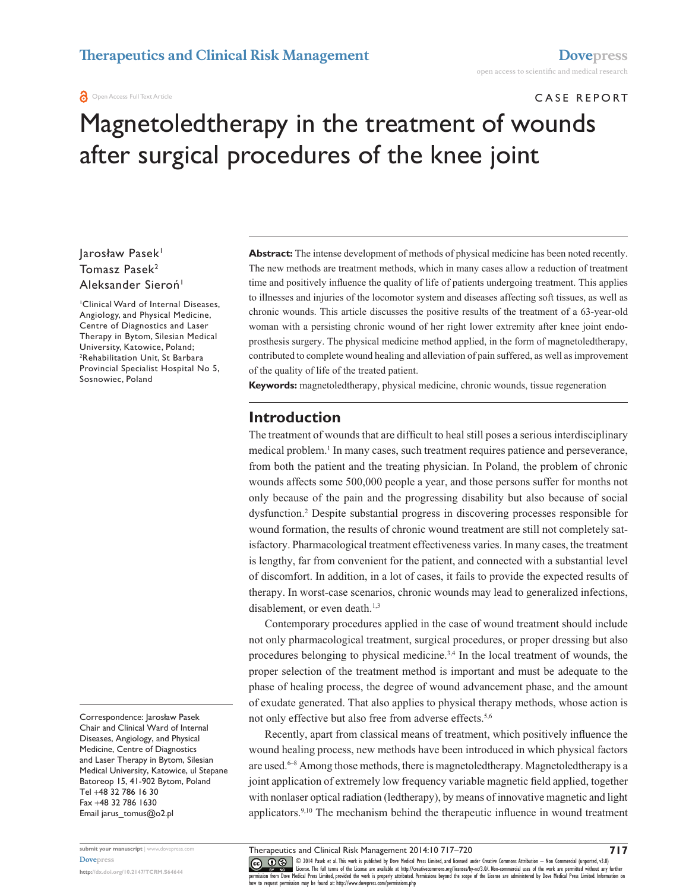Case Report

# Magnetoledtherapy in the treatment of wounds after surgical procedures of the knee joint

Jarosław Pasek[1]
Tomasz Pasek[2]
Aleksander Sieroń[1]

[1]Clinical Ward of Internal Diseases, Angiology, and Physical Medicine, Centre of Diagnostics and Laser Therapy in Bytom, Silesian Medical University, Katowice, Poland; [2]Rehabilitation Unit, St Barbara Provincial Specialist Hospital No 5, Sosnowiec, Poland

Correspondence: Jarosław Pasek
Chair and Clinical Ward of Internal Diseases, Angiology, and Physical Medicine, Centre of Diagnostics and Laser Therapy in Bytom, Silesian Medical University, Katowice, ul Stepane Batoreop 15, 41-902 Bytom, Poland
Tel +48 32 786 16 30
Fax +48 32 786 1630
Email jarus_tomus@o2.pl

**Abstract:** The intense development of methods of physical medicine has been noted recently. The new methods are treatment methods, which in many cases allow a reduction of treatment time and positively influence the quality of life of patients undergoing treatment. This applies to illnesses and injuries of the locomotor system and diseases affecting soft tissues, as well as chronic wounds. This article discusses the positive results of the treatment of a 63-year-old woman with a persisting chronic wound of her right lower extremity after knee joint endoprosthesis surgery. The physical medicine method applied, in the form of magnetoledtherapy, contributed to complete wound healing and alleviation of pain suffered, as well as improvement of the quality of life of the treated patient.

**Keywords:** magnetoledtherapy, physical medicine, chronic wounds, tissue regeneration

## Introduction

The treatment of wounds that are difficult to heal still poses a serious interdisciplinary medical problem.[1] In many cases, such treatment requires patience and perseverance, from both the patient and the treating physician. In Poland, the problem of chronic wounds affects some 500,000 people a year, and those persons suffer for months not only because of the pain and the progressing disability but also because of social dysfunction.[2] Despite substantial progress in discovering processes responsible for wound formation, the results of chronic wound treatment are still not completely satisfactory. Pharmacological treatment effectiveness varies. In many cases, the treatment is lengthy, far from convenient for the patient, and connected with a substantial level of discomfort. In addition, in a lot of cases, it fails to provide the expected results of therapy. In worst-case scenarios, chronic wounds may lead to generalized infections, disablement, or even death.[1,3]

Contemporary procedures applied in the case of wound treatment should include not only pharmacological treatment, surgical procedures, or proper dressing but also procedures belonging to physical medicine.[3,4] In the local treatment of wounds, the proper selection of the treatment method is important and must be adequate to the phase of healing process, the degree of wound advancement phase, and the amount of exudate generated. That also applies to physical therapy methods, whose action is not only effective but also free from adverse effects.[5,6]

Recently, apart from classical means of treatment, which positively influence the wound healing process, new methods have been introduced in which physical factors are used.[6–8] Among those methods, there is magnetoledtherapy. Magnetoledtherapy is a joint application of extremely low frequency variable magnetic field applied, together with nonlaser optical radiation (ledtherapy), by means of innovative magnetic and light applicators.[9,10] The mechanism behind the therapeutic influence in wound treatment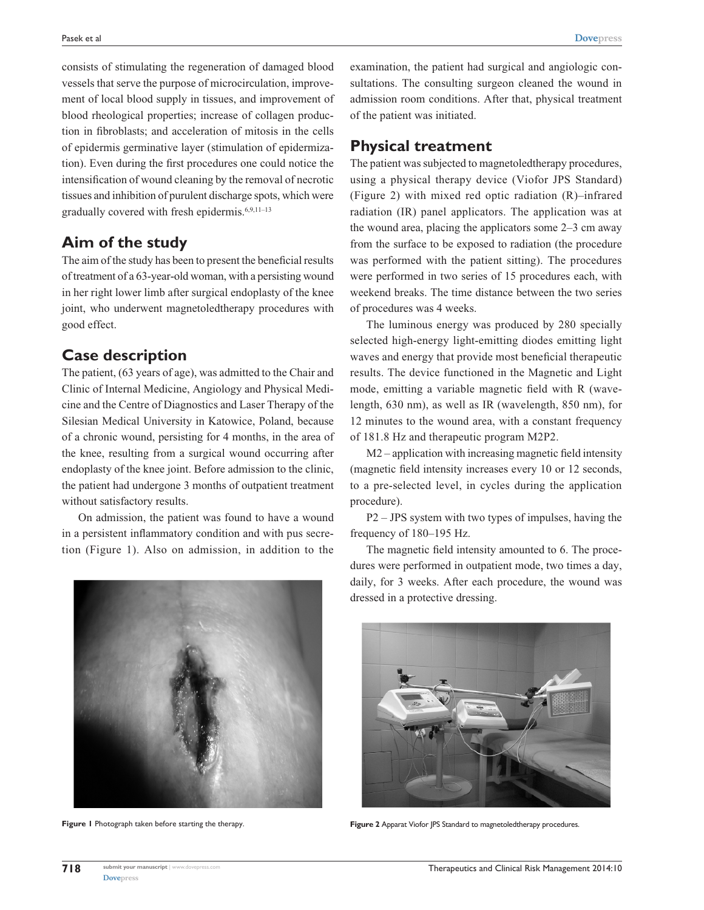consists of stimulating the regeneration of damaged blood vessels that serve the purpose of microcirculation, improvement of local blood supply in tissues, and improvement of blood rheological properties; increase of collagen production in fibroblasts; and acceleration of mitosis in the cells of epidermis germinative layer (stimulation of epidermization). Even during the first procedures one could notice the intensification of wound cleaning by the removal of necrotic tissues and inhibition of purulent discharge spots, which were gradually covered with fresh epidermis.[6,9,11–13]

## Aim of the study

The aim of the study has been to present the beneficial results of treatment of a 63-year-old woman, with a persisting wound in her right lower limb after surgical endoplasty of the knee joint, who underwent magnetoledtherapy procedures with good effect.

## Case description

The patient, (63 years of age), was admitted to the Chair and Clinic of Internal Medicine, Angiology and Physical Medicine and the Centre of Diagnostics and Laser Therapy of the Silesian Medical University in Katowice, Poland, because of a chronic wound, persisting for 4 months, in the area of the knee, resulting from a surgical wound occurring after endoplasty of the knee joint. Before admission to the clinic, the patient had undergone 3 months of outpatient treatment without satisfactory results.

On admission, the patient was found to have a wound in a persistent inflammatory condition and with pus secretion (Figure 1). Also on admission, in addition to the examination, the patient had surgical and angiologic consultations. The consulting surgeon cleaned the wound in admission room conditions. After that, physical treatment of the patient was initiated.

**Figure 1** Photograph taken before starting the therapy.

## Physical treatment

The patient was subjected to magnetoledtherapy procedures, using a physical therapy device (Viofor JPS Standard) (Figure 2) with mixed red optic radiation (R)–infrared radiation (IR) panel applicators. The application was at the wound area, placing the applicators some 2–3 cm away from the surface to be exposed to radiation (the procedure was performed with the patient sitting). The procedures were performed in two series of 15 procedures each, with weekend breaks. The time distance between the two series of procedures was 4 weeks.

The luminous energy was produced by 280 specially selected high-energy light-emitting diodes emitting light waves and energy that provide most beneficial therapeutic results. The device functioned in the Magnetic and Light mode, emitting a variable magnetic field with R (wavelength, 630 nm), as well as IR (wavelength, 850 nm), for 12 minutes to the wound area, with a constant frequency of 181.8 Hz and therapeutic program M2P2.

M2 – application with increasing magnetic field intensity (magnetic field intensity increases every 10 or 12 seconds, to a pre-selected level, in cycles during the application procedure).

P2 – JPS system with two types of impulses, having the frequency of 180–195 Hz.

The magnetic field intensity amounted to 6. The procedures were performed in outpatient mode, two times a day, daily, for 3 weeks. After each procedure, the wound was dressed in a protective dressing.

**Figure 2** Apparat Viofor JPS Standard to magnetoledtherapy procedures.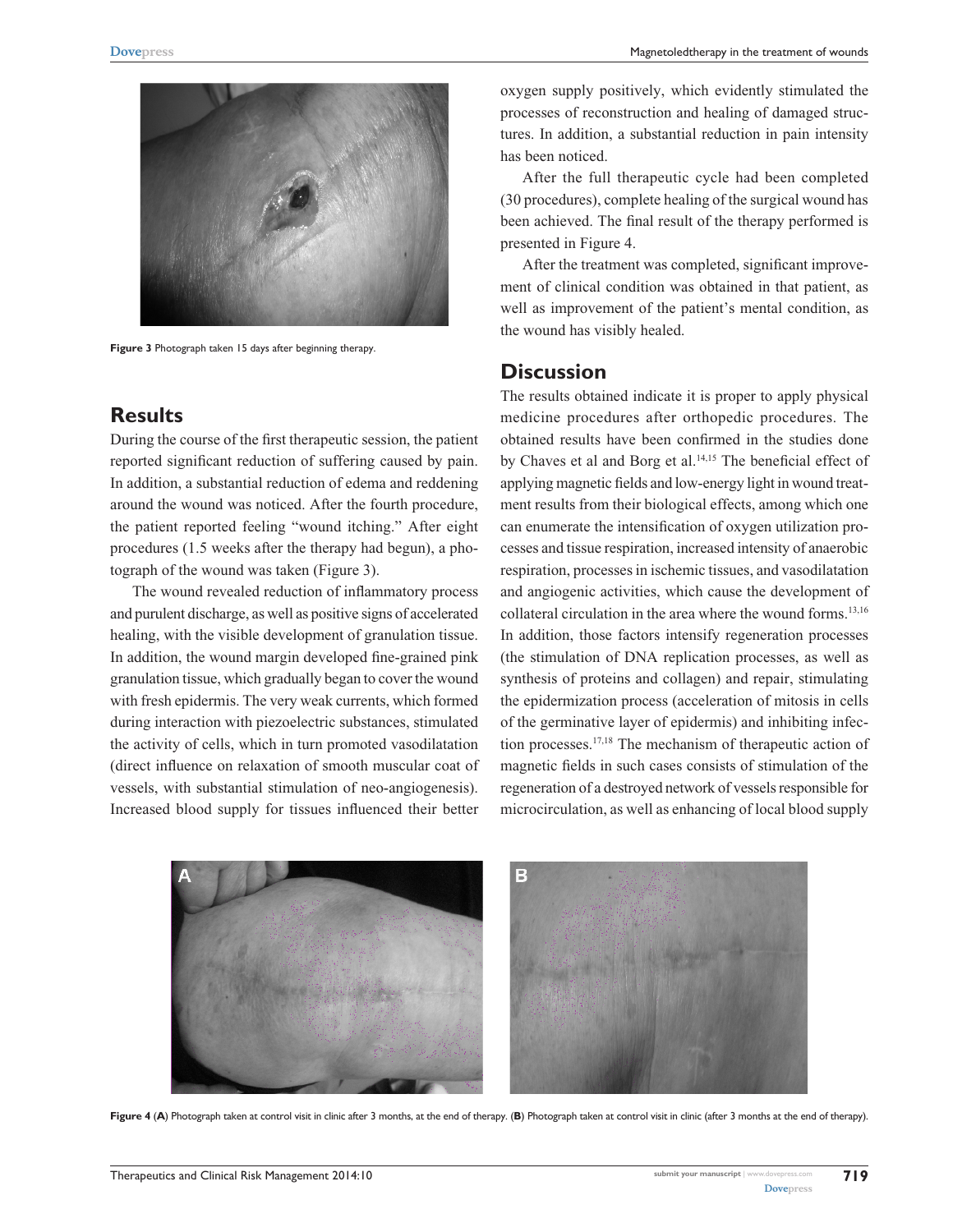Figure 3 Photograph taken 15 days after beginning therapy.

## Results

During the course of the first therapeutic session, the patient reported significant reduction of suffering caused by pain. In addition, a substantial reduction of edema and reddening around the wound was noticed. After the fourth procedure, the patient reported feeling "wound itching." After eight procedures (1.5 weeks after the therapy had begun), a photograph of the wound was taken (Figure 3).

The wound revealed reduction of inflammatory process and purulent discharge, as well as positive signs of accelerated healing, with the visible development of granulation tissue. In addition, the wound margin developed fine-grained pink granulation tissue, which gradually began to cover the wound with fresh epidermis. The very weak currents, which formed during interaction with piezoelectric substances, stimulated the activity of cells, which in turn promoted vasodilatation (direct influence on relaxation of smooth muscular coat of vessels, with substantial stimulation of neo-angiogenesis). Increased blood supply for tissues influenced their better oxygen supply positively, which evidently stimulated the processes of reconstruction and healing of damaged structures. In addition, a substantial reduction in pain intensity has been noticed.

After the full therapeutic cycle had been completed (30 procedures), complete healing of the surgical wound has been achieved. The final result of the therapy performed is presented in Figure 4.

After the treatment was completed, significant improvement of clinical condition was obtained in that patient, as well as improvement of the patient's mental condition, as the wound has visibly healed.

## Discussion

The results obtained indicate it is proper to apply physical medicine procedures after orthopedic procedures. The obtained results have been confirmed in the studies done by Chaves et al and Borg et al.[14,15] The beneficial effect of applying magnetic fields and low-energy light in wound treatment results from their biological effects, among which one can enumerate the intensification of oxygen utilization processes and tissue respiration, increased intensity of anaerobic respiration, processes in ischemic tissues, and vasodilatation and angiogenic activities, which cause the development of collateral circulation in the area where the wound forms.[13,16] In addition, those factors intensify regeneration processes (the stimulation of DNA replication processes, as well as synthesis of proteins and collagen) and repair, stimulating the epidermization process (acceleration of mitosis in cells of the germinative layer of epidermis) and inhibiting infection processes.[17,18] The mechanism of therapeutic action of magnetic fields in such cases consists of stimulation of the regeneration of a destroyed network of vessels responsible for microcirculation, as well as enhancing of local blood supply

Figure 4 (A) Photograph taken at control visit in clinic after 3 months, at the end of therapy. (B) Photograph taken at control visit in clinic (after 3 months at the end of therapy).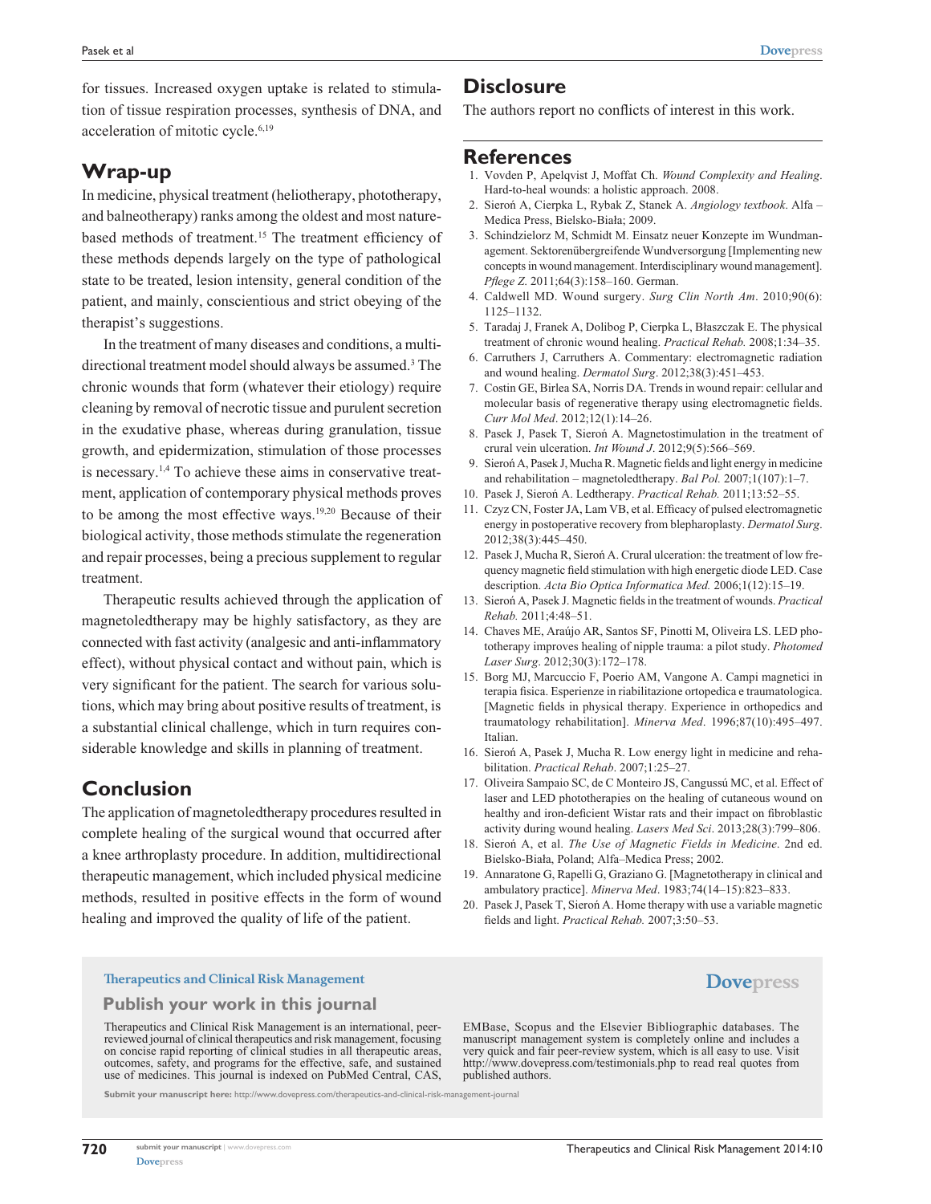for tissues. Increased oxygen uptake is related to stimulation of tissue respiration processes, synthesis of DNA, and acceleration of mitotic cycle.[6,19]

## Wrap-up

In medicine, physical treatment (heliotherapy, phototherapy, and balneotherapy) ranks among the oldest and most nature-based methods of treatment.[15] The treatment efficiency of these methods depends largely on the type of pathological state to be treated, lesion intensity, general condition of the patient, and mainly, conscientious and strict obeying of the therapist's suggestions.

In the treatment of many diseases and conditions, a multidirectional treatment model should always be assumed.[3] The chronic wounds that form (whatever their etiology) require cleaning by removal of necrotic tissue and purulent secretion in the exudative phase, whereas during granulation, tissue growth, and epidermization, stimulation of those processes is necessary.[1,4] To achieve these aims in conservative treatment, application of contemporary physical methods proves to be among the most effective ways.[19,20] Because of their biological activity, those methods stimulate the regeneration and repair processes, being a precious supplement to regular treatment.

Therapeutic results achieved through the application of magnetoledtherapy may be highly satisfactory, as they are connected with fast activity (analgesic and anti-inflammatory effect), without physical contact and without pain, which is very significant for the patient. The search for various solutions, which may bring about positive results of treatment, is a substantial clinical challenge, which in turn requires considerable knowledge and skills in planning of treatment.

## Conclusion

The application of magnetoledtherapy procedures resulted in complete healing of the surgical wound that occurred after a knee arthroplasty procedure. In addition, multidirectional therapeutic management, which included physical medicine methods, resulted in positive effects in the form of wound healing and improved the quality of life of the patient.

## Disclosure

The authors report no conflicts of interest in this work.

## References

1. Vovden P, Apelqvist J, Moffat Ch. *Wound Complexity and Healing*. Hard-to-heal wounds: a holistic approach. 2008.
2. Sieroń A, Cierpka L, Rybak Z, Stanek A. *Angiology textbook*. Alfa – Medica Press, Bielsko-Biała; 2009.
3. Schindzielorz M, Schmidt M. Einsatz neuer Konzepte im Wundmanagement. Sektorenübergreifende Wundversorgung [Implementing new concepts in wound management. Interdisciplinary wound management]. *Pflege Z*. 2011;64(3):158–160. German.
4. Caldwell MD. Wound surgery. *Surg Clin North Am*. 2010;90(6):1125–1132.
5. Taradaj J, Franek A, Dolibog P, Cierpka L, Błaszczak E. The physical treatment of chronic wound healing. *Practical Rehab.* 2008;1:34–35.
6. Carruthers J, Carruthers A. Commentary: electromagnetic radiation and wound healing. *Dermatol Surg*. 2012;38(3):451–453.
7. Costin GE, Birlea SA, Norris DA. Trends in wound repair: cellular and molecular basis of regenerative therapy using electromagnetic fields. *Curr Mol Med*. 2012;12(1):14–26.
8. Pasek J, Pasek T, Sieroń A. Magnetostimulation in the treatment of crural vein ulceration. *Int Wound J*. 2012;9(5):566–569.
9. Sieroń A, Pasek J, Mucha R. Magnetic fields and light energy in medicine and rehabilitation – magnetoledtherapy. *Bal Pol.* 2007;1(107):1–7.
10. Pasek J, Sieroń A. Ledtherapy. *Practical Rehab.* 2011;13:52–55.
11. Czyz CN, Foster JA, Lam VB, et al. Efficacy of pulsed electromagnetic energy in postoperative recovery from blepharoplasty. *Dermatol Surg*. 2012;38(3):445–450.
12. Pasek J, Mucha R, Sieroń A. Crural ulceration: the treatment of low frequency magnetic field stimulation with high energetic diode LED. Case description. *Acta Bio Optica Informatica Med.* 2006;1(12):15–19.
13. Sieroń A, Pasek J. Magnetic fields in the treatment of wounds. *Practical Rehab.* 2011;4:48–51.
14. Chaves ME, Araújo AR, Santos SF, Pinotti M, Oliveira LS. LED phototherapy improves healing of nipple trauma: a pilot study. *Photomed Laser Surg*. 2012;30(3):172–178.
15. Borg MJ, Marcuccio F, Poerio AM, Vangone A. Campi magnetici in terapia fisica. Esperienze in riabilitazione ortopedica e traumatologica. [Magnetic fields in physical therapy. Experience in orthopedics and traumatology rehabilitation]. *Minerva Med*. 1996;87(10):495–497. Italian.
16. Sieroń A, Pasek J, Mucha R. Low energy light in medicine and rehabilitation. *Practical Rehab*. 2007;1:25–27.
17. Oliveira Sampaio SC, de C Monteiro JS, Cangussú MC, et al. Effect of laser and LED phototherapies on the healing of cutaneous wound on healthy and iron-deficient Wistar rats and their impact on fibroblastic activity during wound healing. *Lasers Med Sci*. 2013;28(3):799–806.
18. Sieroń A, et al. *The Use of Magnetic Fields in Medicine*. 2nd ed. Bielsko-Biała, Poland; Alfa–Medica Press; 2002.
19. Annaratone G, Rapelli G, Graziano G. [Magnetotherapy in clinical and ambulatory practice]. *Minerva Med*. 1983;74(14–15):823–833.
20. Pasek J, Pasek T, Sieroń A. Home therapy with use a variable magnetic fields and light. *Practical Rehab.* 2007;3:50–53.

**Therapeutics and Clinical Risk Management**

### Publish your work in this journal

Therapeutics and Clinical Risk Management is an international, peer-reviewed journal of clinical therapeutics and risk management, focusing on concise rapid reporting of clinical studies in all therapeutic areas, outcomes, safety, and programs for the effective, safe, and sustained use of medicines. This journal is indexed on PubMed Central, CAS, EMBase, Scopus and the Elsevier Bibliographic databases. The manuscript management system is completely online and includes a very quick and fair peer-review system, which is all easy to use. Visit http://www.dovepress.com/testimonials.php to read real quotes from published authors.

**Submit your manuscript here:** http://www.dovepress.com/therapeutics-and-clinical-risk-management-journal